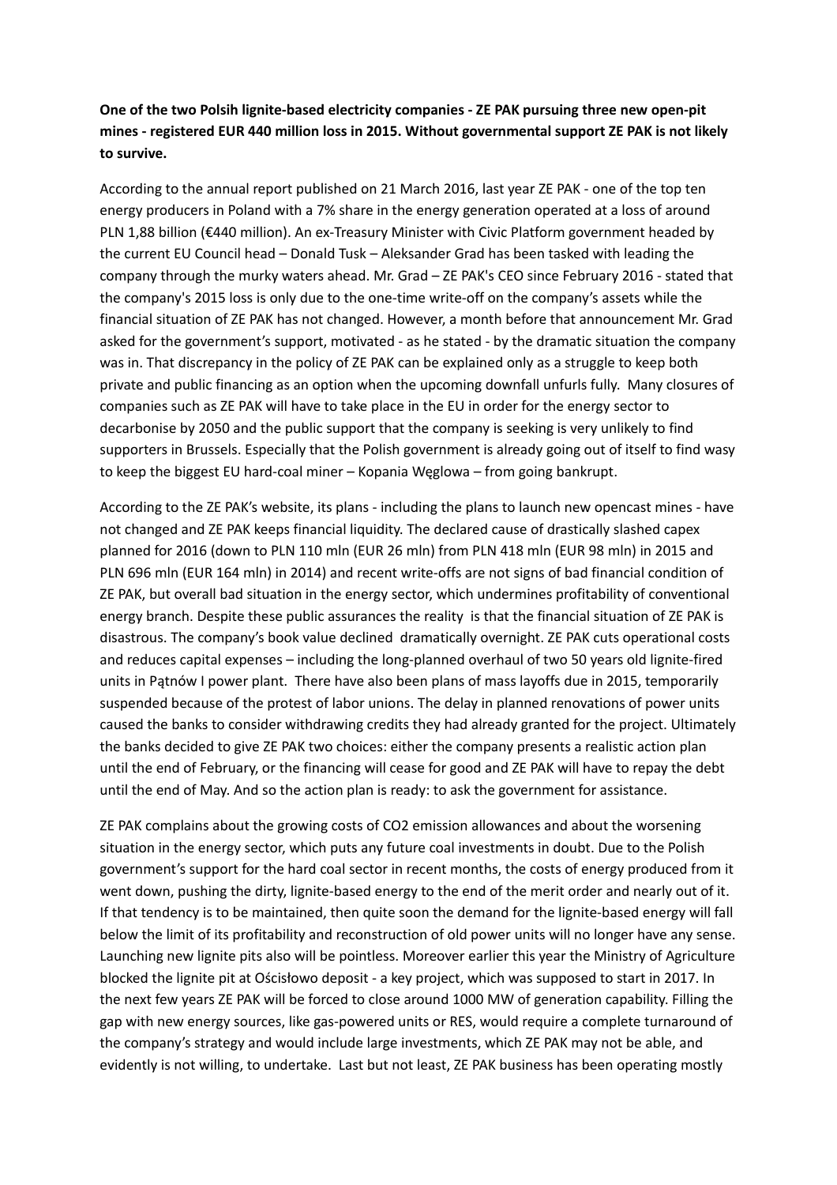**One of the two Polsih lignite-based electricity companies - ZE PAK pursuing three new open-pit mines - registered EUR 440 million loss in 2015. Without governmental support ZE PAK is not likely to survive.**

According to the annual report published on 21 March 2016, last year ZE PAK - one of the top ten energy producers in Poland with a 7% share in the energy generation operated at a loss of around PLN 1,88 billion (€440 million). An ex-Treasury Minister with Civic Platform government headed by the current EU Council head – Donald Tusk – Aleksander Grad has been tasked with leading the company through the murky waters ahead. Mr. Grad – ZE PAK's CEO since February 2016 - stated that the company's 2015 loss is only due to the one-time write-off on the company's assets while the financial situation of ZE PAK has not changed. However, a month before that announcement Mr. Grad asked for the government's support, motivated - as he stated - by the dramatic situation the company was in. That discrepancy in the policy of ZE PAK can be explained only as a struggle to keep both private and public financing as an option when the upcoming downfall unfurls fully. Many closures of companies such as ZE PAK will have to take place in the EU in order for the energy sector to decarbonise by 2050 and the public support that the company is seeking is very unlikely to find supporters in Brussels. Especially that the Polish government is already going out of itself to find wasy to keep the biggest EU hard-coal miner – Kopania Węglowa – from going bankrupt.

According to the ZE PAK's website, its plans - including the plans to launch new opencast mines - have not changed and ZE PAK keeps financial liquidity. The declared cause of drastically slashed capex planned for 2016 (down to PLN 110 mln (EUR 26 mln) from PLN 418 mln (EUR 98 mln) in 2015 and PLN 696 mln (EUR 164 mln) in 2014) and recent write-offs are not signs of bad financial condition of ZE PAK, but overall bad situation in the energy sector, which undermines profitability of conventional energy branch. Despite these public assurances the reality is that the financial situation of ZE PAK is disastrous. The company's book value declined dramatically overnight. ZE PAK cuts operational costs and reduces capital expenses – including the long-planned overhaul of two 50 years old lignite-fired units in Pątnów I power plant. There have also been plans of mass layoffs due in 2015, temporarily suspended because of the protest of labor unions. The delay in planned renovations of power units caused the banks to consider withdrawing credits they had already granted for the project. Ultimately the banks decided to give ZE PAK two choices: either the company presents a realistic action plan until the end of February, or the financing will cease for good and ZE PAK will have to repay the debt until the end of May. And so the action plan is ready: to ask the government for assistance.

ZE PAK complains about the growing costs of $CO_2$ emission allowances and about the worsening situation in the energy sector, which puts any future coal investments in doubt. Due to the Polish government's support for the hard coal sector in recent months, the costs of energy produced from it went down, pushing the dirty, lignite-based energy to the end of the merit order and nearly out of it. If that tendency is to be maintained, then quite soon the demand for the lignite-based energy will fall below the limit of its profitability and reconstruction of old power units will no longer have any sense. Launching new lignite pits also will be pointless. Moreover earlier this year the Ministry of Agriculture blocked the lignite pit at Ościsłowo deposit - a key project, which was supposed to start in 2017. In the next few years ZE PAK will be forced to close around 1000 MW of generation capability. Filling the gap with new energy sources, like gas-powered units or RES, would require a complete turnaround of the company's strategy and would include large investments, which ZE PAK may not be able, and evidently is not willing, to undertake. Last but not least, ZE PAK business has been operating mostly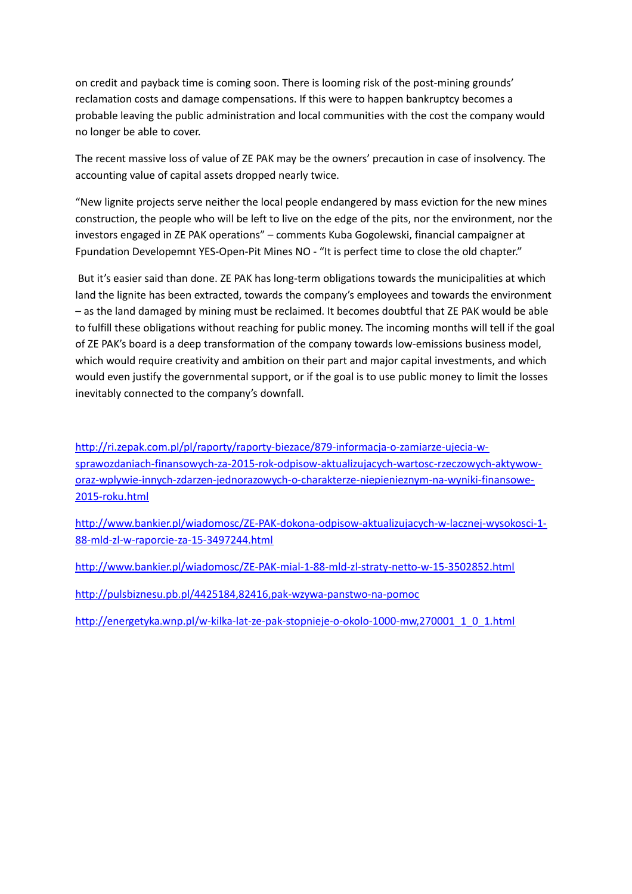on credit and payback time is coming soon. There is looming risk of the post-mining grounds' reclamation costs and damage compensations. If this were to happen bankruptcy becomes a probable leaving the public administration and local communities with the cost the company would no longer be able to cover.

The recent massive loss of value of ZE PAK may be the owners' precaution in case of insolvency. The accounting value of capital assets dropped nearly twice.

"New lignite projects serve neither the local people endangered by mass eviction for the new mines construction, the people who will be left to live on the edge of the pits, nor the environment, nor the investors engaged in ZE PAK operations" – comments Kuba Gogolewski, financial campaigner at Fpundation Developemnt YES-Open-Pit Mines NO - "It is perfect time to close the old chapter."

But it's easier said than done. ZE PAK has long-term obligations towards the municipalities at which land the lignite has been extracted, towards the company's employees and towards the environment – as the land damaged by mining must be reclaimed. It becomes doubtful that ZE PAK would be able to fulfill these obligations without reaching for public money. The incoming months will tell if the goal of ZE PAK's board is a deep transformation of the company towards low-emissions business model, which would require creativity and ambition on their part and major capital investments, and which would even justify the governmental support, or if the goal is to use public money to limit the losses inevitably connected to the company's downfall.

http://ri.zepak.com.pl/pl/raporty/raporty-biezace/879-informacja-o-zamiarze-ujecia-w-sprawozdaniach-finansowych-za-2015-rok-odpisow-aktualizujacych-wartosc-rzeczowych-aktywow-oraz-wplywie-innych-zdarzen-jednorazowych-o-charakterze-niepienieznym-na-wyniki-finansowe-2015-roku.html

http://www.bankier.pl/wiadomosc/ZE-PAK-dokona-odpisow-aktualizujacych-w-lacznej-wysokosci-1-88-mld-zl-w-raporcie-za-15-3497244.html

http://www.bankier.pl/wiadomosc/ZE-PAK-mial-1-88-mld-zl-straty-netto-w-15-3502852.html

http://pulsbiznesu.pb.pl/4425184,82416,pak-wzywa-panstwo-na-pomoc

http://energetyka.wnp.pl/w-kilka-lat-ze-pak-stopnieje-o-okolo-1000-mw,270001_1_0_1.html